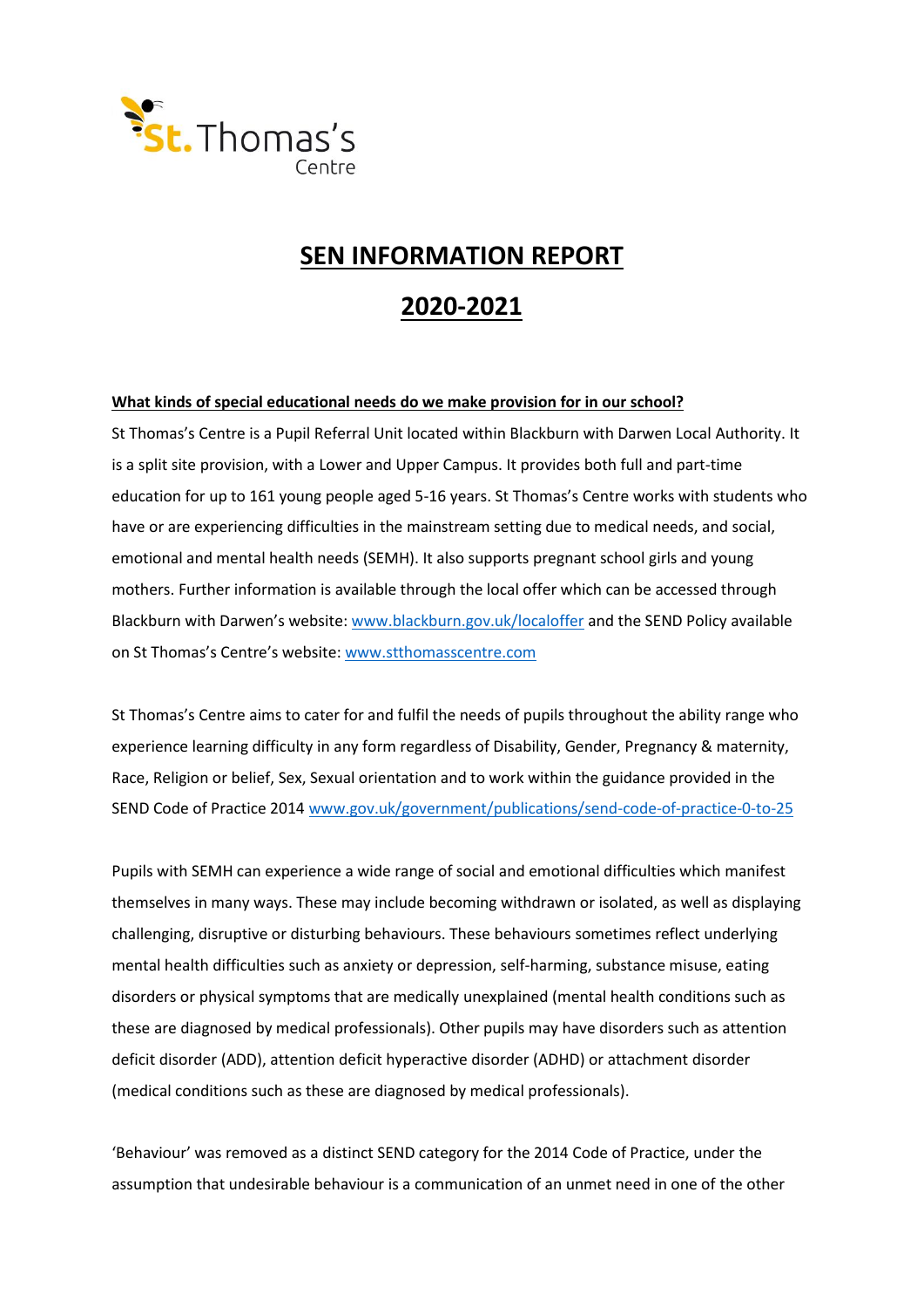St. Thomas's Centre

# SEN INFORMATION REPORT

# 2020-2021

**What kinds of special educational needs do we make provision for in our school?**

St Thomas's Centre is a Pupil Referral Unit located within Blackburn with Darwen Local Authority. It is a split site provision, with a Lower and Upper Campus. It provides both full and part-time education for up to 161 young people aged 5-16 years. St Thomas's Centre works with students who have or are experiencing difficulties in the mainstream setting due to medical needs, and social, emotional and mental health needs (SEMH). It also supports pregnant school girls and young mothers. Further information is available through the local offer which can be accessed through Blackburn with Darwen's website: www.blackburn.gov.uk/localoffer and the SEND Policy available on St Thomas's Centre's website: www.stthomasscentre.com

St Thomas's Centre aims to cater for and fulfil the needs of pupils throughout the ability range who experience learning difficulty in any form regardless of Disability, Gender, Pregnancy & maternity, Race, Religion or belief, Sex, Sexual orientation and to work within the guidance provided in the SEND Code of Practice 2014 www.gov.uk/government/publications/send-code-of-practice-0-to-25

Pupils with SEMH can experience a wide range of social and emotional difficulties which manifest themselves in many ways. These may include becoming withdrawn or isolated, as well as displaying challenging, disruptive or disturbing behaviours. These behaviours sometimes reflect underlying mental health difficulties such as anxiety or depression, self-harming, substance misuse, eating disorders or physical symptoms that are medically unexplained (mental health conditions such as these are diagnosed by medical professionals). Other pupils may have disorders such as attention deficit disorder (ADD), attention deficit hyperactive disorder (ADHD) or attachment disorder (medical conditions such as these are diagnosed by medical professionals).

'Behaviour' was removed as a distinct SEND category for the 2014 Code of Practice, under the assumption that undesirable behaviour is a communication of an unmet need in one of the other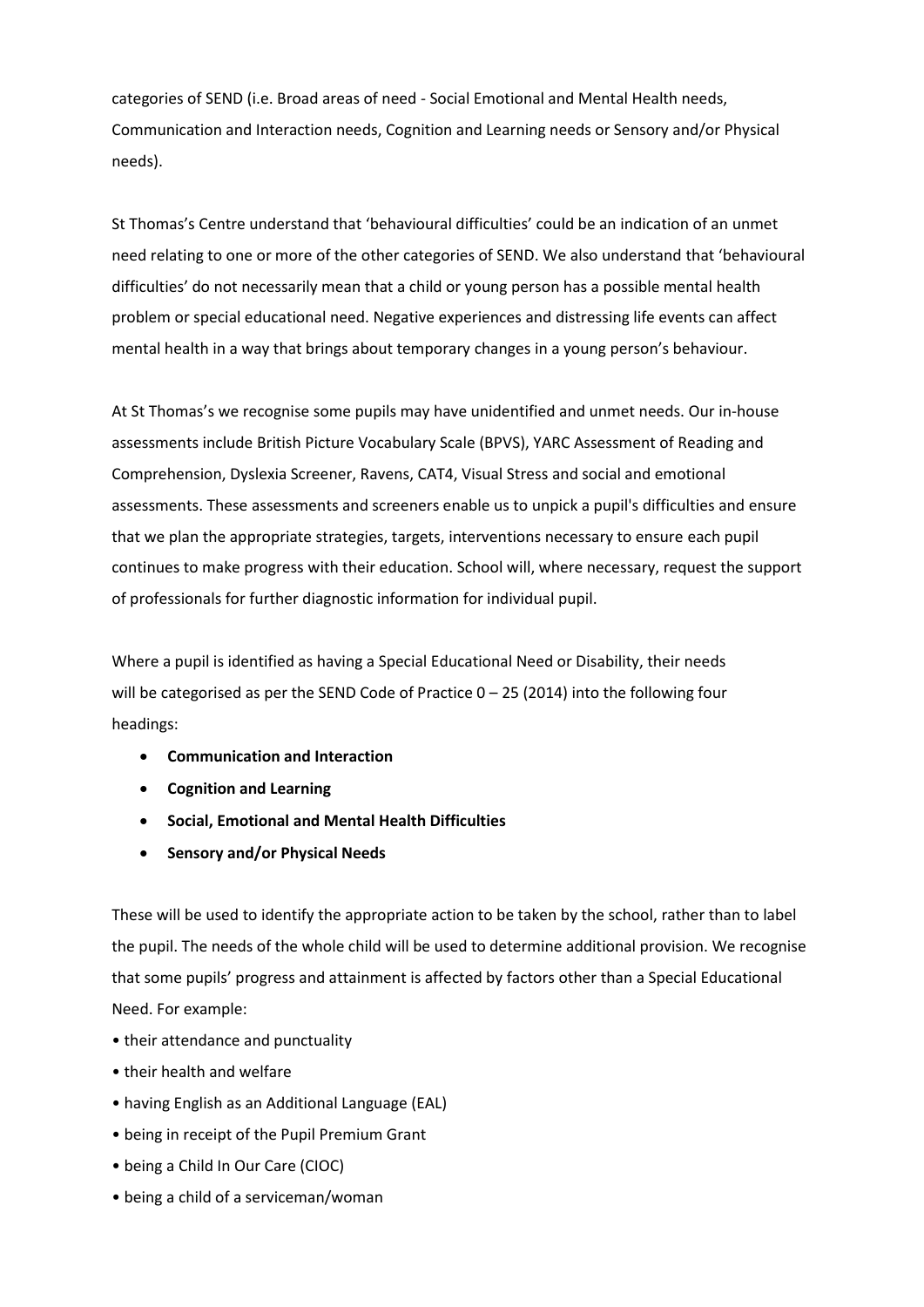categories of SEND (i.e. Broad areas of need - Social Emotional and Mental Health needs, Communication and Interaction needs, Cognition and Learning needs or Sensory and/or Physical needs).

St Thomas's Centre understand that 'behavioural difficulties' could be an indication of an unmet need relating to one or more of the other categories of SEND. We also understand that 'behavioural difficulties' do not necessarily mean that a child or young person has a possible mental health problem or special educational need. Negative experiences and distressing life events can affect mental health in a way that brings about temporary changes in a young person's behaviour.

At St Thomas's we recognise some pupils may have unidentified and unmet needs. Our in-house assessments include British Picture Vocabulary Scale (BPVS), YARC Assessment of Reading and Comprehension, Dyslexia Screener, Ravens, CAT4, Visual Stress and social and emotional assessments. These assessments and screeners enable us to unpick a pupil's difficulties and ensure that we plan the appropriate strategies, targets, interventions necessary to ensure each pupil continues to make progress with their education. School will, where necessary, request the support of professionals for further diagnostic information for individual pupil.

Where a pupil is identified as having a Special Educational Need or Disability, their needs will be categorised as per the SEND Code of Practice 0 – 25 (2014) into the following four headings:

- **Communication and Interaction**
- **Cognition and Learning**
- **Social, Emotional and Mental Health Difficulties**
- **Sensory and/or Physical Needs**

These will be used to identify the appropriate action to be taken by the school, rather than to label the pupil. The needs of the whole child will be used to determine additional provision. We recognise that some pupils' progress and attainment is affected by factors other than a Special Educational Need. For example:

- their attendance and punctuality
- their health and welfare
- having English as an Additional Language (EAL)
- being in receipt of the Pupil Premium Grant
- being a Child In Our Care (CIOC)
- being a child of a serviceman/woman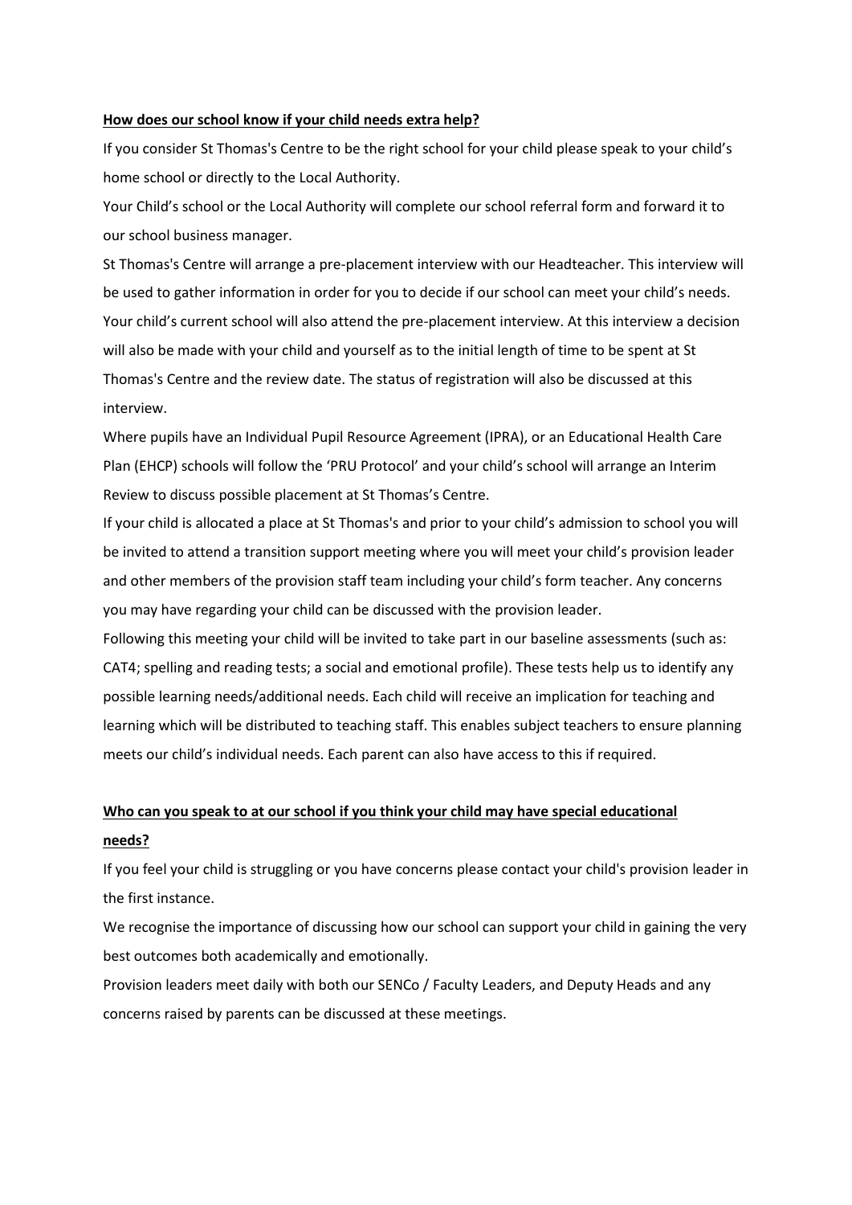**How does our school know if your child needs extra help?**

If you consider St Thomas's Centre to be the right school for your child please speak to your child's home school or directly to the Local Authority.

Your Child's school or the Local Authority will complete our school referral form and forward it to our school business manager.

St Thomas's Centre will arrange a pre-placement interview with our Headteacher. This interview will be used to gather information in order for you to decide if our school can meet your child's needs. Your child's current school will also attend the pre-placement interview. At this interview a decision will also be made with your child and yourself as to the initial length of time to be spent at St Thomas's Centre and the review date. The status of registration will also be discussed at this interview.

Where pupils have an Individual Pupil Resource Agreement (IPRA), or an Educational Health Care Plan (EHCP) schools will follow the 'PRU Protocol' and your child's school will arrange an Interim Review to discuss possible placement at St Thomas's Centre.

If your child is allocated a place at St Thomas's and prior to your child's admission to school you will be invited to attend a transition support meeting where you will meet your child's provision leader and other members of the provision staff team including your child's form teacher. Any concerns you may have regarding your child can be discussed with the provision leader.

Following this meeting your child will be invited to take part in our baseline assessments (such as: CAT4; spelling and reading tests; a social and emotional profile). These tests help us to identify any possible learning needs/additional needs. Each child will receive an implication for teaching and learning which will be distributed to teaching staff. This enables subject teachers to ensure planning meets our child's individual needs. Each parent can also have access to this if required.

**Who can you speak to at our school if you think your child may have special educational needs?**

If you feel your child is struggling or you have concerns please contact your child's provision leader in the first instance.

We recognise the importance of discussing how our school can support your child in gaining the very best outcomes both academically and emotionally.

Provision leaders meet daily with both our SENCo / Faculty Leaders, and Deputy Heads and any concerns raised by parents can be discussed at these meetings.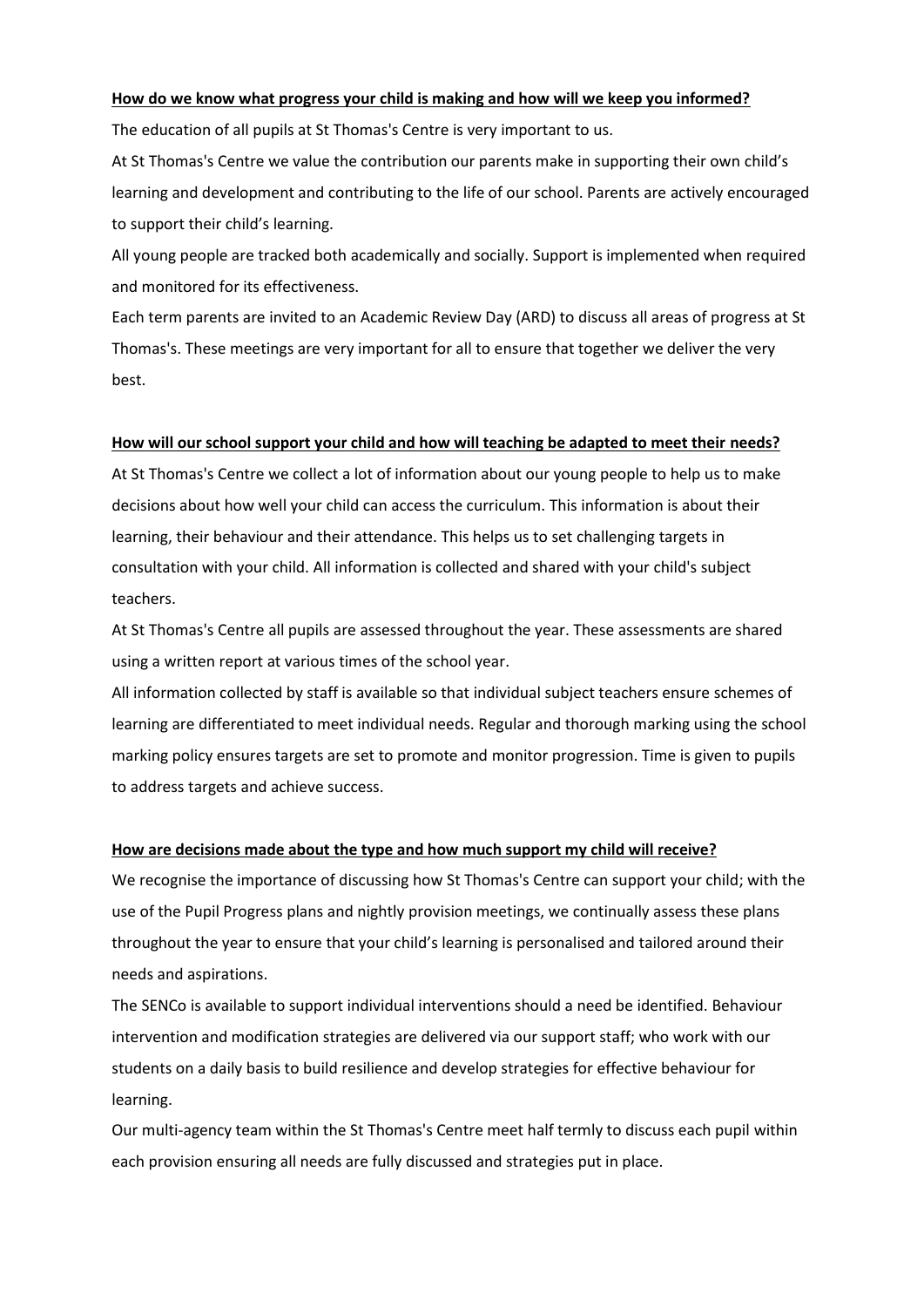**How do we know what progress your child is making and how will we keep you informed?**

The education of all pupils at St Thomas's Centre is very important to us.

At St Thomas's Centre we value the contribution our parents make in supporting their own child's learning and development and contributing to the life of our school. Parents are actively encouraged to support their child's learning.

All young people are tracked both academically and socially. Support is implemented when required and monitored for its effectiveness.

Each term parents are invited to an Academic Review Day (ARD) to discuss all areas of progress at St Thomas's. These meetings are very important for all to ensure that together we deliver the very best.

**How will our school support your child and how will teaching be adapted to meet their needs?**

At St Thomas's Centre we collect a lot of information about our young people to help us to make decisions about how well your child can access the curriculum. This information is about their learning, their behaviour and their attendance. This helps us to set challenging targets in consultation with your child. All information is collected and shared with your child's subject teachers.

At St Thomas's Centre all pupils are assessed throughout the year. These assessments are shared using a written report at various times of the school year.

All information collected by staff is available so that individual subject teachers ensure schemes of learning are differentiated to meet individual needs. Regular and thorough marking using the school marking policy ensures targets are set to promote and monitor progression. Time is given to pupils to address targets and achieve success.

**How are decisions made about the type and how much support my child will receive?**

We recognise the importance of discussing how St Thomas's Centre can support your child; with the use of the Pupil Progress plans and nightly provision meetings, we continually assess these plans throughout the year to ensure that your child's learning is personalised and tailored around their needs and aspirations.

The SENCo is available to support individual interventions should a need be identified. Behaviour intervention and modification strategies are delivered via our support staff; who work with our students on a daily basis to build resilience and develop strategies for effective behaviour for learning.

Our multi-agency team within the St Thomas's Centre meet half termly to discuss each pupil within each provision ensuring all needs are fully discussed and strategies put in place.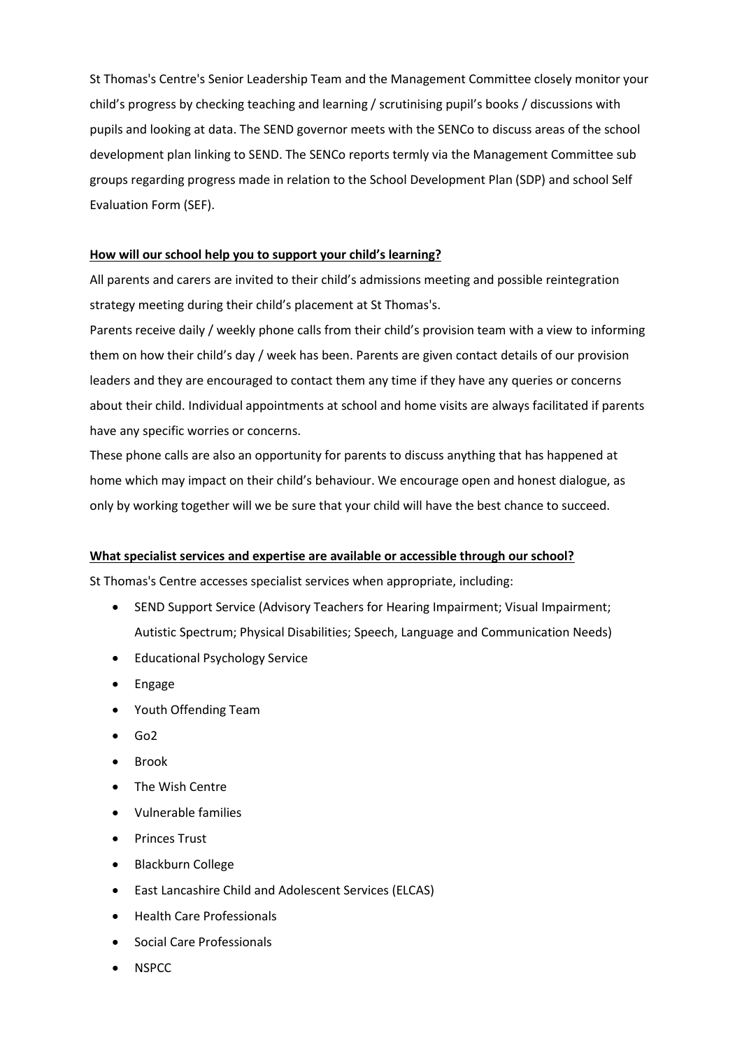St Thomas's Centre's Senior Leadership Team and the Management Committee closely monitor your child's progress by checking teaching and learning / scrutinising pupil's books / discussions with pupils and looking at data. The SEND governor meets with the SENCo to discuss areas of the school development plan linking to SEND. The SENCo reports termly via the Management Committee sub groups regarding progress made in relation to the School Development Plan (SDP) and school Self Evaluation Form (SEF).

**How will our school help you to support your child's learning?**

All parents and carers are invited to their child's admissions meeting and possible reintegration strategy meeting during their child's placement at St Thomas's.

Parents receive daily / weekly phone calls from their child's provision team with a view to informing them on how their child's day / week has been. Parents are given contact details of our provision leaders and they are encouraged to contact them any time if they have any queries or concerns about their child. Individual appointments at school and home visits are always facilitated if parents have any specific worries or concerns.

These phone calls are also an opportunity for parents to discuss anything that has happened at home which may impact on their child's behaviour. We encourage open and honest dialogue, as only by working together will we be sure that your child will have the best chance to succeed.

**What specialist services and expertise are available or accessible through our school?**

St Thomas's Centre accesses specialist services when appropriate, including:

- SEND Support Service (Advisory Teachers for Hearing Impairment; Visual Impairment; Autistic Spectrum; Physical Disabilities; Speech, Language and Communication Needs)
- Educational Psychology Service
- Engage
- Youth Offending Team
- Go2
- Brook
- The Wish Centre
- Vulnerable families
- Princes Trust
- Blackburn College
- East Lancashire Child and Adolescent Services (ELCAS)
- Health Care Professionals
- Social Care Professionals
- NSPCC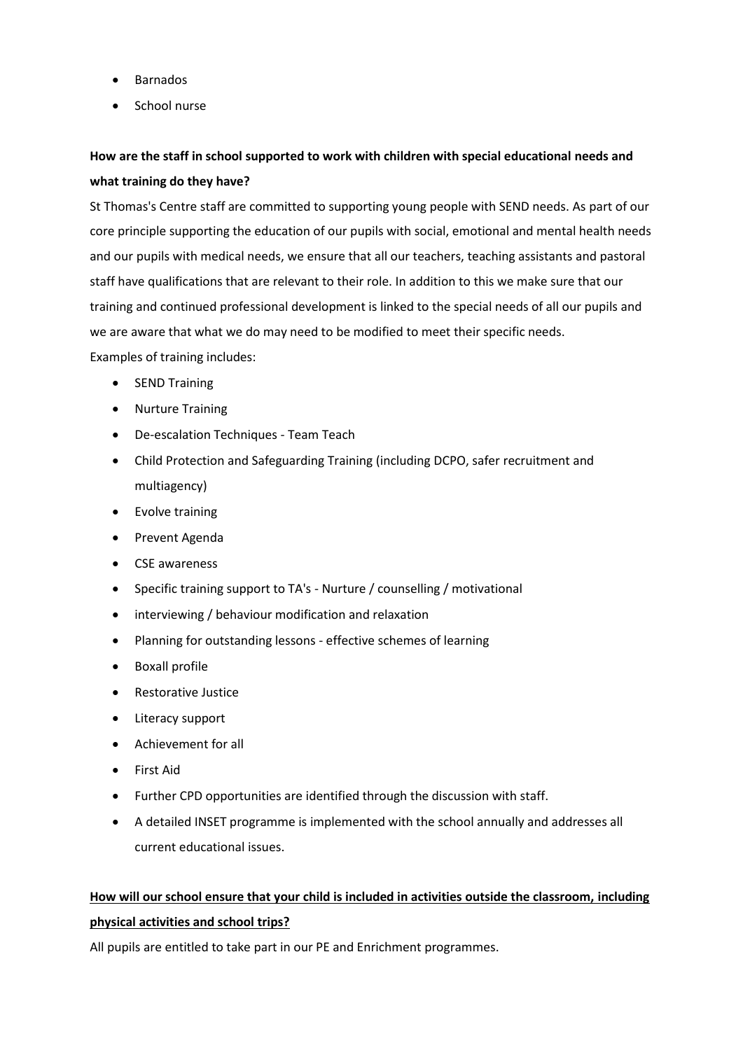- Barnados
- School nurse

**How are the staff in school supported to work with children with special educational needs and what training do they have?**

St Thomas's Centre staff are committed to supporting young people with SEND needs. As part of our core principle supporting the education of our pupils with social, emotional and mental health needs and our pupils with medical needs, we ensure that all our teachers, teaching assistants and pastoral staff have qualifications that are relevant to their role. In addition to this we make sure that our training and continued professional development is linked to the special needs of all our pupils and we are aware that what we do may need to be modified to meet their specific needs.

Examples of training includes:

- SEND Training
- Nurture Training
- De-escalation Techniques - Team Teach
- Child Protection and Safeguarding Training (including DCPO, safer recruitment and multiagency)
- Evolve training
- Prevent Agenda
- CSE awareness
- Specific training support to TA's - Nurture / counselling / motivational
- interviewing / behaviour modification and relaxation
- Planning for outstanding lessons - effective schemes of learning
- Boxall profile
- Restorative Justice
- Literacy support
- Achievement for all
- First Aid
- Further CPD opportunities are identified through the discussion with staff.
- A detailed INSET programme is implemented with the school annually and addresses all current educational issues.

**<u>How will our school ensure that your child is included in activities outside the classroom, including physical activities and school trips?</u>**

All pupils are entitled to take part in our PE and Enrichment programmes.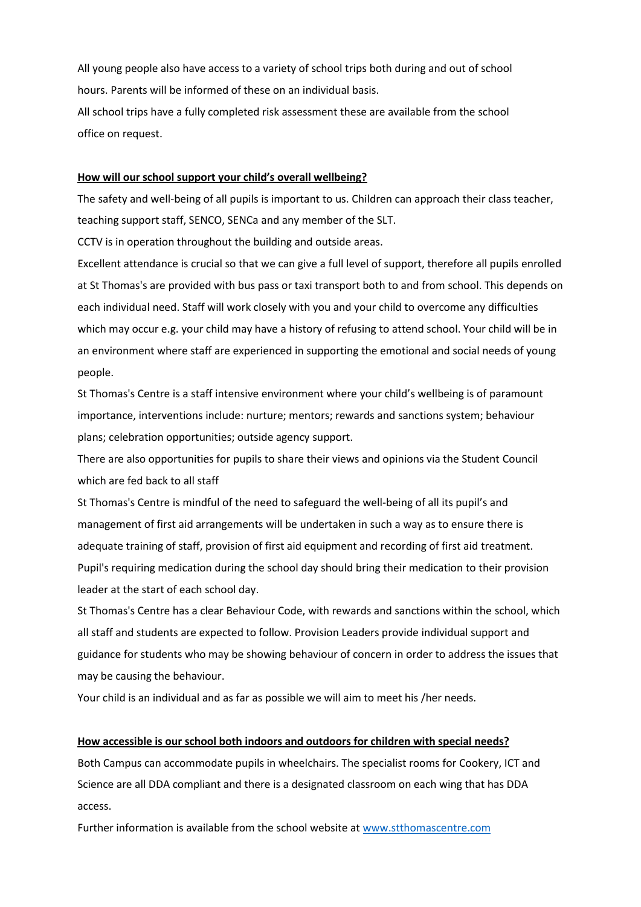All young people also have access to a variety of school trips both during and out of school hours. Parents will be informed of these on an individual basis.

All school trips have a fully completed risk assessment these are available from the school office on request.

**<u>How will our school support your child's overall wellbeing?</u>**

The safety and well-being of all pupils is important to us. Children can approach their class teacher, teaching support staff, SENCO, SENCa and any member of the SLT.

CCTV is in operation throughout the building and outside areas.

Excellent attendance is crucial so that we can give a full level of support, therefore all pupils enrolled at St Thomas's are provided with bus pass or taxi transport both to and from school. This depends on each individual need. Staff will work closely with you and your child to overcome any difficulties which may occur e.g. your child may have a history of refusing to attend school. Your child will be in an environment where staff are experienced in supporting the emotional and social needs of young people.

St Thomas's Centre is a staff intensive environment where your child's wellbeing is of paramount importance, interventions include: nurture; mentors; rewards and sanctions system; behaviour plans; celebration opportunities; outside agency support.

There are also opportunities for pupils to share their views and opinions via the Student Council which are fed back to all staff

St Thomas's Centre is mindful of the need to safeguard the well-being of all its pupil's and management of first aid arrangements will be undertaken in such a way as to ensure there is adequate training of staff, provision of first aid equipment and recording of first aid treatment.

Pupil's requiring medication during the school day should bring their medication to their provision leader at the start of each school day.

St Thomas's Centre has a clear Behaviour Code, with rewards and sanctions within the school, which all staff and students are expected to follow. Provision Leaders provide individual support and guidance for students who may be showing behaviour of concern in order to address the issues that may be causing the behaviour.

Your child is an individual and as far as possible we will aim to meet his /her needs.

**<u>How accessible is our school both indoors and outdoors for children with special needs?</u>**

Both Campus can accommodate pupils in wheelchairs. The specialist rooms for Cookery, ICT and Science are all DDA compliant and there is a designated classroom on each wing that has DDA access.

Further information is available from the school website at [www.stthomascentre.com](http://www.stthomascentre.com)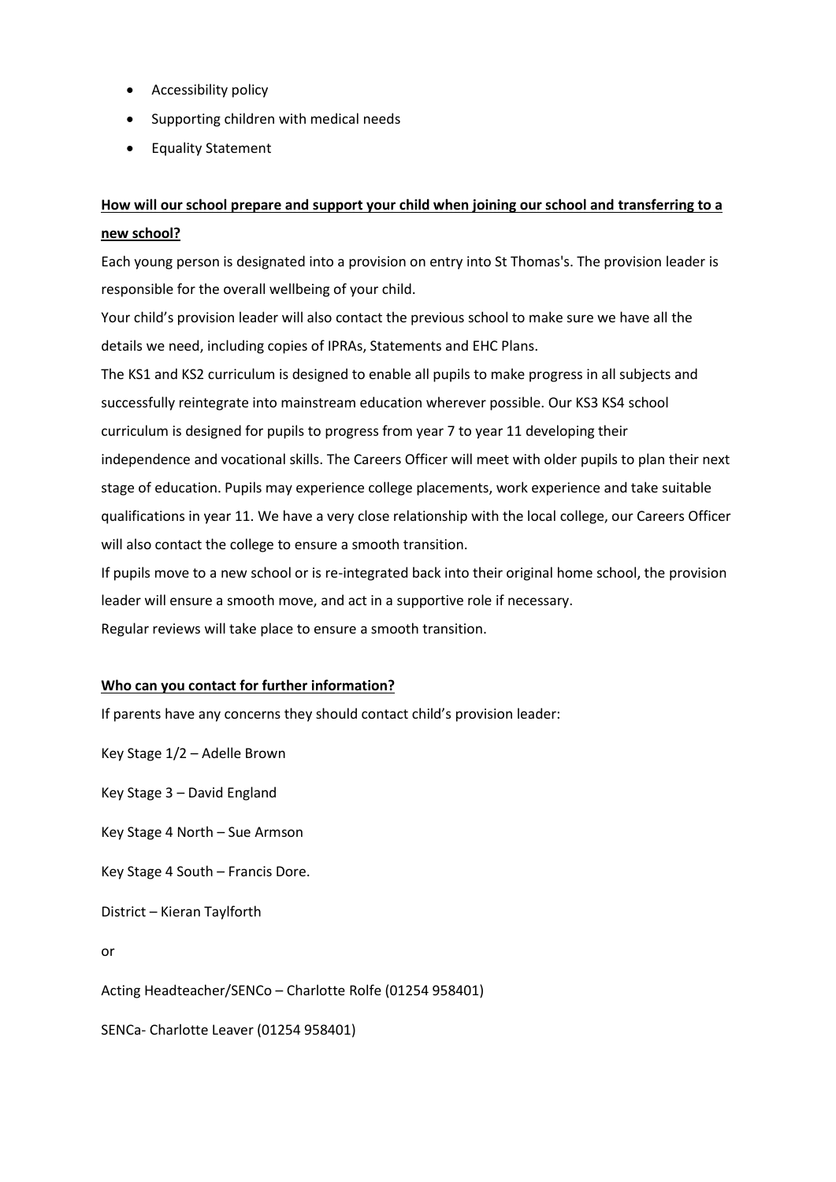- Accessibility policy
- Supporting children with medical needs
- Equality Statement

**<u>How will our school prepare and support your child when joining our school and transferring to a new school?</u>**

Each young person is designated into a provision on entry into St Thomas's. The provision leader is responsible for the overall wellbeing of your child.

Your child's provision leader will also contact the previous school to make sure we have all the details we need, including copies of IPRAs, Statements and EHC Plans.

The KS1 and KS2 curriculum is designed to enable all pupils to make progress in all subjects and successfully reintegrate into mainstream education wherever possible. Our KS3 KS4 school curriculum is designed for pupils to progress from year 7 to year 11 developing their independence and vocational skills. The Careers Officer will meet with older pupils to plan their next stage of education. Pupils may experience college placements, work experience and take suitable qualifications in year 11. We have a very close relationship with the local college, our Careers Officer will also contact the college to ensure a smooth transition.

If pupils move to a new school or is re-integrated back into their original home school, the provision leader will ensure a smooth move, and act in a supportive role if necessary.

Regular reviews will take place to ensure a smooth transition.

**<u>Who can you contact for further information?</u>**

If parents have any concerns they should contact child's provision leader:

Key Stage 1/2 – Adelle Brown

Key Stage 3 – David England

Key Stage 4 North – Sue Armson

Key Stage 4 South – Francis Dore.

District – Kieran Taylforth

or

Acting Headteacher/SENCo – Charlotte Rolfe (01254 958401)

SENCa- Charlotte Leaver (01254 958401)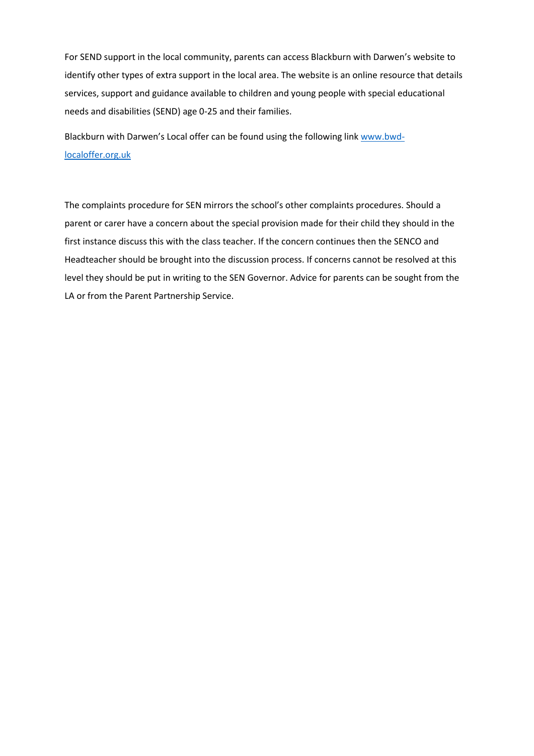For SEND support in the local community, parents can access Blackburn with Darwen's website to identify other types of extra support in the local area. The website is an online resource that details services, support and guidance available to children and young people with special educational needs and disabilities (SEND) age 0-25 and their families.

Blackburn with Darwen's Local offer can be found using the following link [www.bwd-localoffer.org.uk](www.bwd-localoffer.org.uk)

The complaints procedure for SEN mirrors the school's other complaints procedures. Should a parent or carer have a concern about the special provision made for their child they should in the first instance discuss this with the class teacher. If the concern continues then the SENCO and Headteacher should be brought into the discussion process. If concerns cannot be resolved at this level they should be put in writing to the SEN Governor. Advice for parents can be sought from the LA or from the Parent Partnership Service.